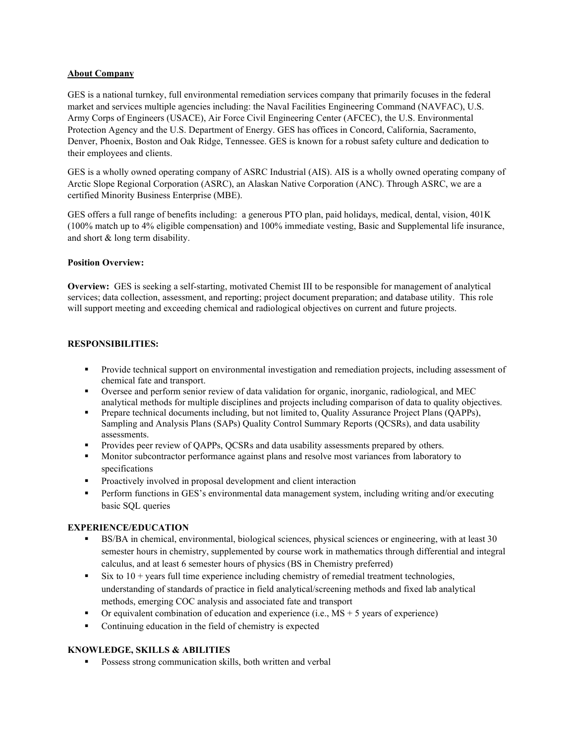**About Company**

GES is a national turnkey, full environmental remediation services company that primarily focuses in the federal market and services multiple agencies including: the Naval Facilities Engineering Command (NAVFAC), U.S. Army Corps of Engineers (USACE), Air Force Civil Engineering Center (AFCEC), the U.S. Environmental Protection Agency and the U.S. Department of Energy. GES has offices in Concord, California, Sacramento, Denver, Phoenix, Boston and Oak Ridge, Tennessee. GES is known for a robust safety culture and dedication to their employees and clients.

GES is a wholly owned operating company of ASRC Industrial (AIS). AIS is a wholly owned operating company of Arctic Slope Regional Corporation (ASRC), an Alaskan Native Corporation (ANC). Through ASRC, we are a certified Minority Business Enterprise (MBE).

GES offers a full range of benefits including: a generous PTO plan, paid holidays, medical, dental, vision, 401K (100% match up to 4% eligible compensation) and 100% immediate vesting, Basic and Supplemental life insurance, and short & long term disability.

**Position Overview:**

**Overview:** GES is seeking a self-starting, motivated Chemist III to be responsible for management of analytical services; data collection, assessment, and reporting; project document preparation; and database utility. This role will support meeting and exceeding chemical and radiological objectives on current and future projects.

**RESPONSIBILITIES:**

- Provide technical support on environmental investigation and remediation projects, including assessment of chemical fate and transport.
- Oversee and perform senior review of data validation for organic, inorganic, radiological, and MEC analytical methods for multiple disciplines and projects including comparison of data to quality objectives.
- Prepare technical documents including, but not limited to, Quality Assurance Project Plans (QAPPs), Sampling and Analysis Plans (SAPs) Quality Control Summary Reports (QCSRs), and data usability assessments.
- Provides peer review of QAPPs, QCSRs and data usability assessments prepared by others.
- Monitor subcontractor performance against plans and resolve most variances from laboratory to specifications
- Proactively involved in proposal development and client interaction
- Perform functions in GES's environmental data management system, including writing and/or executing basic SQL queries

**EXPERIENCE/EDUCATION**

- BS/BA in chemical, environmental, biological sciences, physical sciences or engineering, with at least 30 semester hours in chemistry, supplemented by course work in mathematics through differential and integral calculus, and at least 6 semester hours of physics (BS in Chemistry preferred)
- Six to 10 + years full time experience including chemistry of remedial treatment technologies, understanding of standards of practice in field analytical/screening methods and fixed lab analytical methods, emerging COC analysis and associated fate and transport
- Or equivalent combination of education and experience (i.e., MS + 5 years of experience)
- Continuing education in the field of chemistry is expected

**KNOWLEDGE, SKILLS & ABILITIES**

- Possess strong communication skills, both written and verbal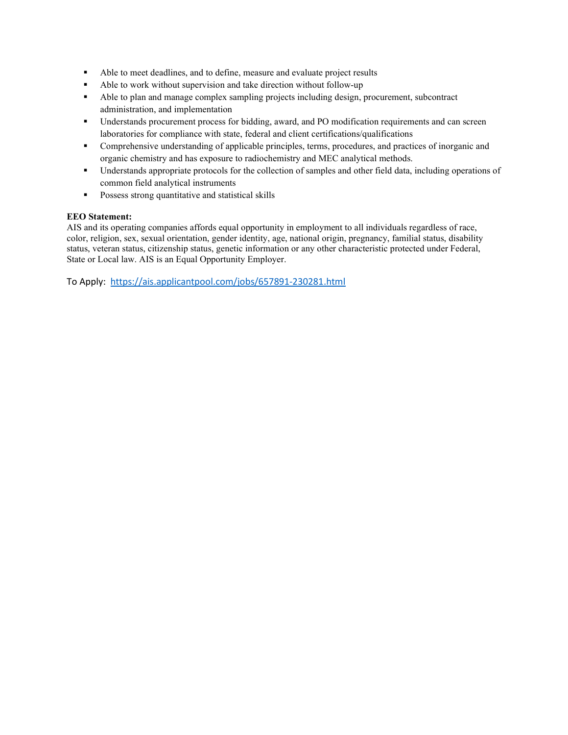- Able to meet deadlines, and to define, measure and evaluate project results
- Able to work without supervision and take direction without follow-up
- Able to plan and manage complex sampling projects including design, procurement, subcontract administration, and implementation
- Understands procurement process for bidding, award, and PO modification requirements and can screen laboratories for compliance with state, federal and client certifications/qualifications
- Comprehensive understanding of applicable principles, terms, procedures, and practices of inorganic and organic chemistry and has exposure to radiochemistry and MEC analytical methods.
- Understands appropriate protocols for the collection of samples and other field data, including operations of common field analytical instruments
- Possess strong quantitative and statistical skills

**EEO Statement:**
AIS and its operating companies affords equal opportunity in employment to all individuals regardless of race, color, religion, sex, sexual orientation, gender identity, age, national origin, pregnancy, familial status, disability status, veteran status, citizenship status, genetic information or any other characteristic protected under Federal, State or Local law. AIS is an Equal Opportunity Employer.

To Apply: [https://ais.applicantpool.com/jobs/657891-230281.html](https://ais.applicantpool.com/jobs/657891-230281.html)